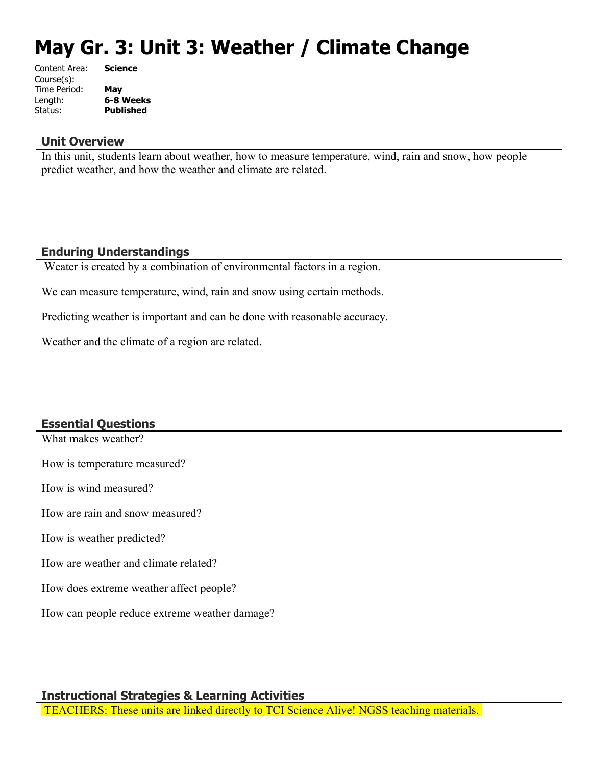# May Gr. 3: Unit 3: Weather / Climate Change

Content Area: **Science**
Course(s):
Time Period: **May**
Length: **6-8 Weeks**
Status: **Published**

## Unit Overview

In this unit, students learn about weather, how to measure temperature, wind, rain and snow, how people predict weather, and how the weather and climate are related.

## Enduring Understandings

Weater is created by a combination of environmental factors in a region.

We can measure temperature, wind, rain and snow using certain methods.

Predicting weather is important and can be done with reasonable accuracy.

Weather and the climate of a region are related.

## Essential Questions

What makes weather?

How is temperature measured?

How is wind measured?

How are rain and snow measured?

How is weather predicted?

How are weather and climate related?

How does extreme weather affect people?

How can people reduce extreme weather damage?

## Instructional Strategies & Learning Activities

TEACHERS: These units are linked directly to TCI Science Alive! NGSS teaching materials.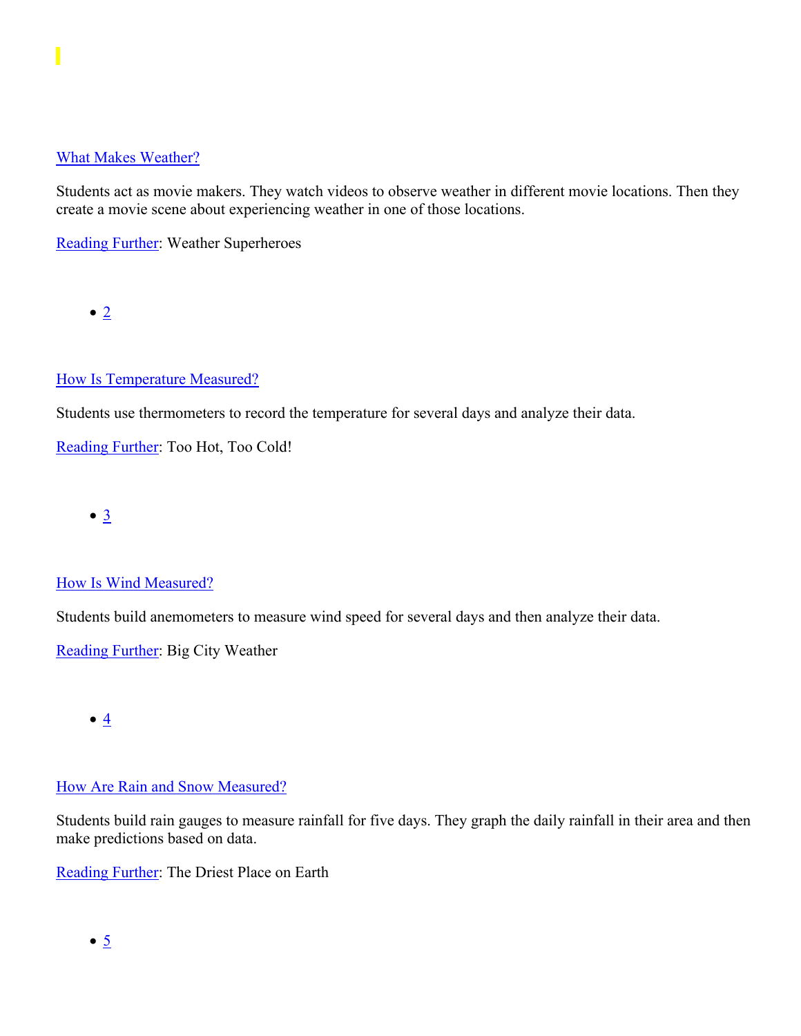[What Makes Weather?](#)

Students act as movie makers. They watch videos to observe weather in different movie locations. Then they create a movie scene about experiencing weather in one of those locations.

[Reading Further](#): Weather Superheroes

- [2](#)

[How Is Temperature Measured?](#)

Students use thermometers to record the temperature for several days and analyze their data.

[Reading Further](#): Too Hot, Too Cold!

- [3](#)

[How Is Wind Measured?](#)

Students build anemometers to measure wind speed for several days and then analyze their data.

[Reading Further](#): Big City Weather

- [4](#)

[How Are Rain and Snow Measured?](#)

Students build rain gauges to measure rainfall for five days. They graph the daily rainfall in their area and then make predictions based on data.

[Reading Further](#): The Driest Place on Earth

- [5](#)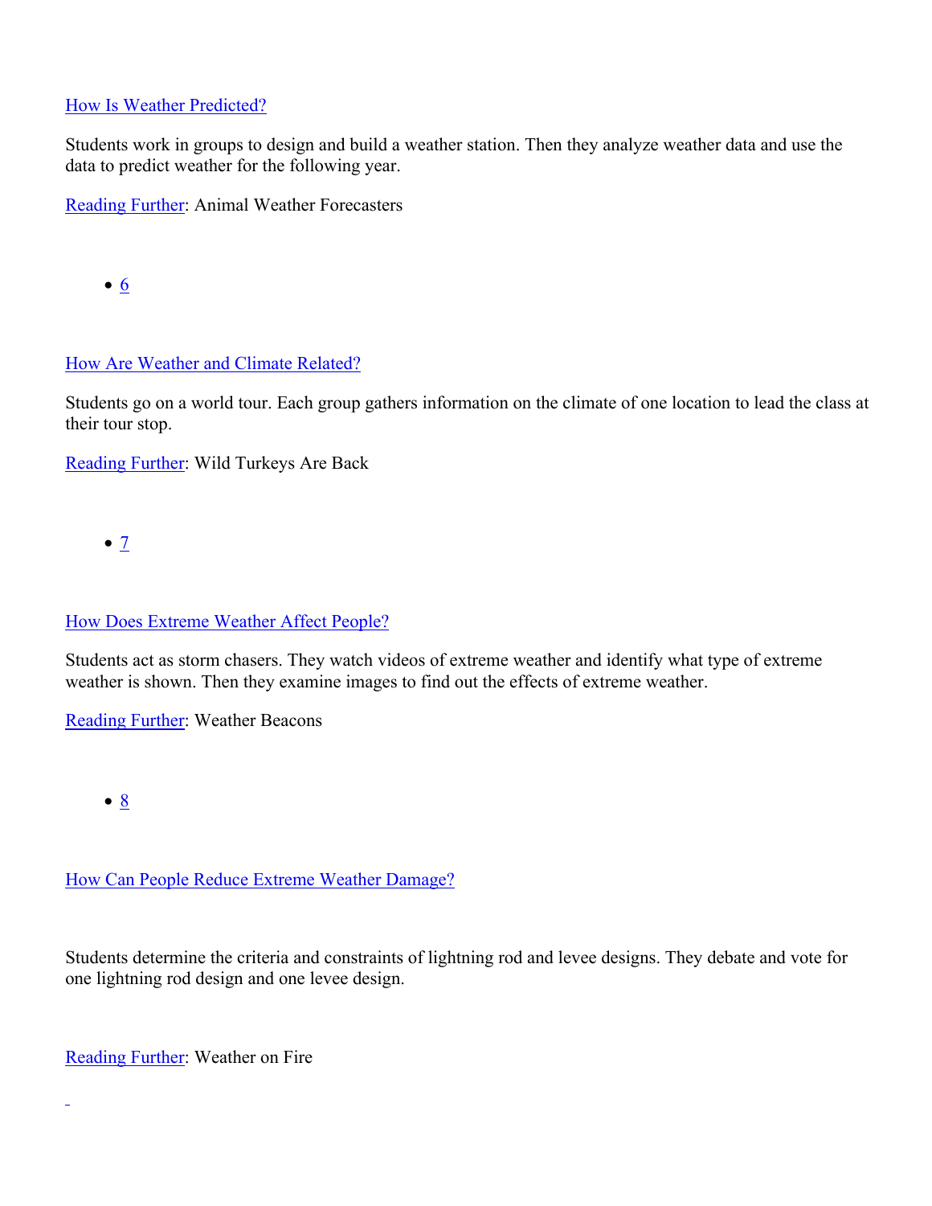How Is Weather Predicted?

Students work in groups to design and build a weather station. Then they analyze weather data and use the data to predict weather for the following year.

Reading Further: Animal Weather Forecasters

- 6

How Are Weather and Climate Related?

Students go on a world tour. Each group gathers information on the climate of one location to lead the class at their tour stop.

Reading Further: Wild Turkeys Are Back

- 7

How Does Extreme Weather Affect People?

Students act as storm chasers. They watch videos of extreme weather and identify what type of extreme weather is shown. Then they examine images to find out the effects of extreme weather.

Reading Further: Weather Beacons

- 8

How Can People Reduce Extreme Weather Damage?

Students determine the criteria and constraints of lightning rod and levee designs. They debate and vote for one lightning rod design and one levee design.

Reading Further: Weather on Fire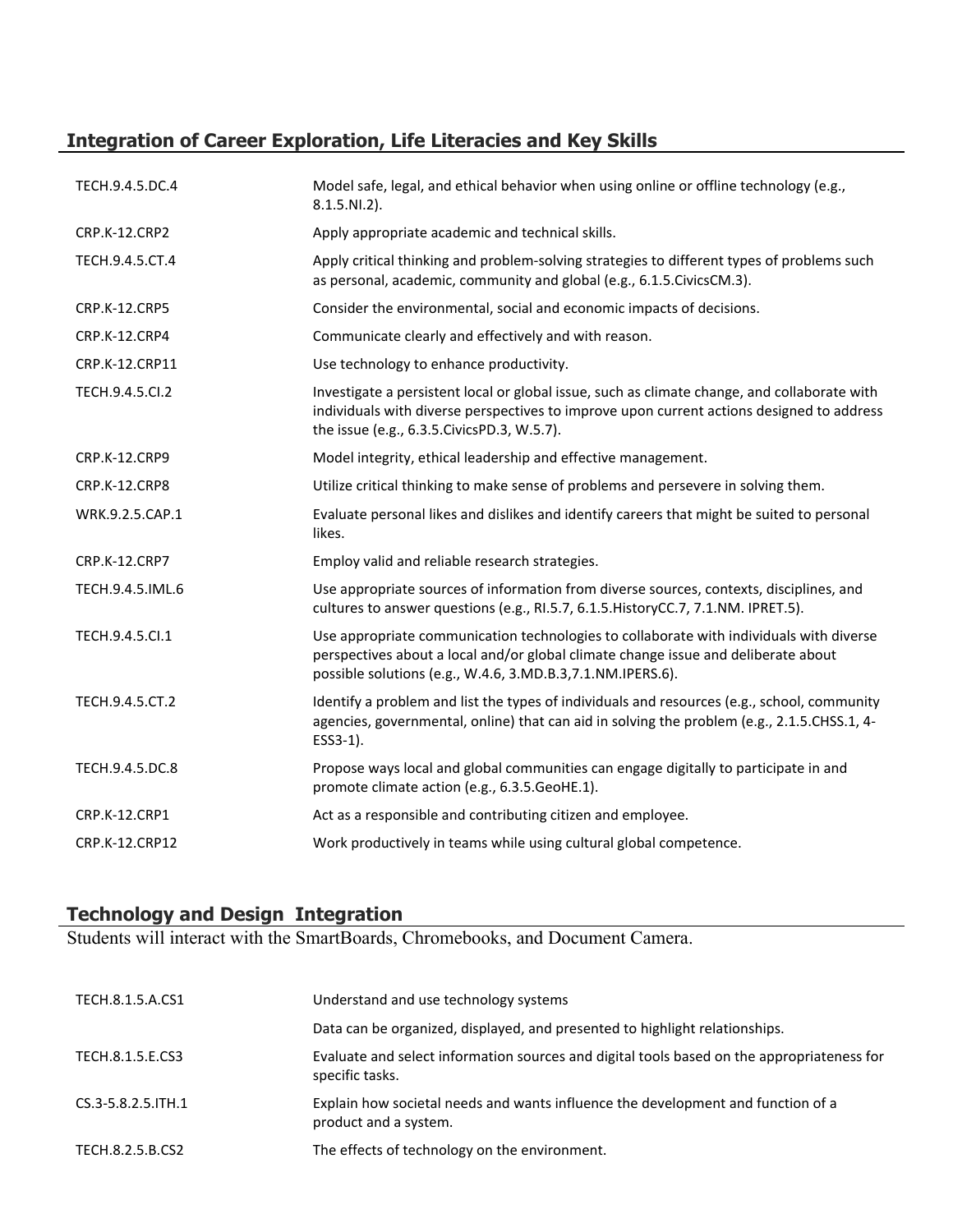## Integration of Career Exploration, Life Literacies and Key Skills

| | |
|---|---|
| TECH.9.4.5.DC.4 | Model safe, legal, and ethical behavior when using online or offline technology (e.g., 8.1.5.NI.2). |
| CRP.K-12.CRP2 | Apply appropriate academic and technical skills. |
| TECH.9.4.5.CT.4 | Apply critical thinking and problem-solving strategies to different types of problems such as personal, academic, community and global (e.g., 6.1.5.CivicsCM.3). |
| CRP.K-12.CRP5 | Consider the environmental, social and economic impacts of decisions. |
| CRP.K-12.CRP4 | Communicate clearly and effectively and with reason. |
| CRP.K-12.CRP11 | Use technology to enhance productivity. |
| TECH.9.4.5.CI.2 | Investigate a persistent local or global issue, such as climate change, and collaborate with individuals with diverse perspectives to improve upon current actions designed to address the issue (e.g., 6.3.5.CivicsPD.3, W.5.7). |
| CRP.K-12.CRP9 | Model integrity, ethical leadership and effective management. |
| CRP.K-12.CRP8 | Utilize critical thinking to make sense of problems and persevere in solving them. |
| WRK.9.2.5.CAP.1 | Evaluate personal likes and dislikes and identify careers that might be suited to personal likes. |
| CRP.K-12.CRP7 | Employ valid and reliable research strategies. |
| TECH.9.4.5.IML.6 | Use appropriate sources of information from diverse sources, contexts, disciplines, and cultures to answer questions (e.g., RI.5.7, 6.1.5.HistoryCC.7, 7.1.NM. IPRET.5). |
| TECH.9.4.5.CI.1 | Use appropriate communication technologies to collaborate with individuals with diverse perspectives about a local and/or global climate change issue and deliberate about possible solutions (e.g., W.4.6, 3.MD.B.3,7.1.NM.IPERS.6). |
| TECH.9.4.5.CT.2 | Identify a problem and list the types of individuals and resources (e.g., school, community agencies, governmental, online) that can aid in solving the problem (e.g., 2.1.5.CHSS.1, 4-ESS3-1). |
| TECH.9.4.5.DC.8 | Propose ways local and global communities can engage digitally to participate in and promote climate action (e.g., 6.3.5.GeoHE.1). |
| CRP.K-12.CRP1 | Act as a responsible and contributing citizen and employee. |
| CRP.K-12.CRP12 | Work productively in teams while using cultural global competence. |

## Technology and Design Integration

Students will interact with the SmartBoards, Chromebooks, and Document Camera.

| | |
|---|---|
| TECH.8.1.5.A.CS1 | Understand and use technology systems |
| | Data can be organized, displayed, and presented to highlight relationships. |
| TECH.8.1.5.E.CS3 | Evaluate and select information sources and digital tools based on the appropriateness for specific tasks. |
| CS.3-5.8.2.5.ITH.1 | Explain how societal needs and wants influence the development and function of a product and a system. |
| TECH.8.2.5.B.CS2 | The effects of technology on the environment. |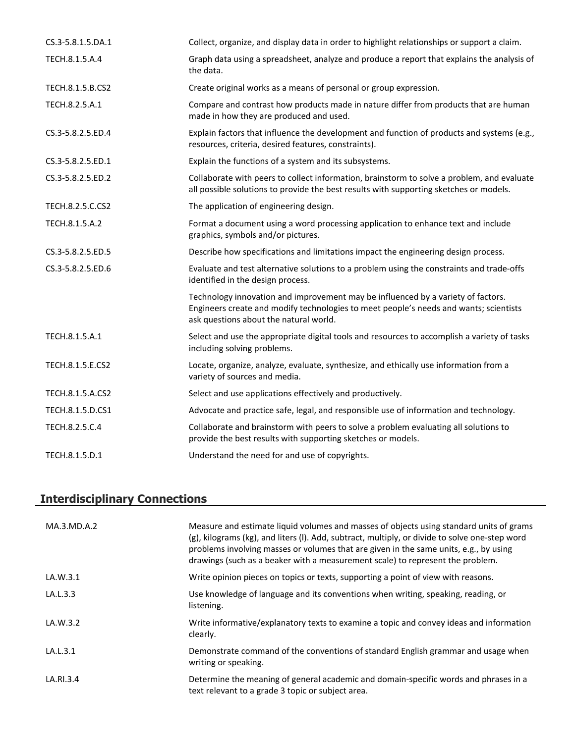| | |
|---|---|
| CS.3-5.8.1.5.DA.1 | Collect, organize, and display data in order to highlight relationships or support a claim. |
| TECH.8.1.5.A.4 | Graph data using a spreadsheet, analyze and produce a report that explains the analysis of the data. |
| TECH.8.1.5.B.CS2 | Create original works as a means of personal or group expression. |
| TECH.8.2.5.A.1 | Compare and contrast how products made in nature differ from products that are human made in how they are produced and used. |
| CS.3-5.8.2.5.ED.4 | Explain factors that influence the development and function of products and systems (e.g., resources, criteria, desired features, constraints). |
| CS.3-5.8.2.5.ED.1 | Explain the functions of a system and its subsystems. |
| CS.3-5.8.2.5.ED.2 | Collaborate with peers to collect information, brainstorm to solve a problem, and evaluate all possible solutions to provide the best results with supporting sketches or models. |
| TECH.8.2.5.C.CS2 | The application of engineering design. |
| TECH.8.1.5.A.2 | Format a document using a word processing application to enhance text and include graphics, symbols and/or pictures. |
| CS.3-5.8.2.5.ED.5 | Describe how specifications and limitations impact the engineering design process. |
| CS.3-5.8.2.5.ED.6 | Evaluate and test alternative solutions to a problem using the constraints and trade-offs identified in the design process. |
| | Technology innovation and improvement may be influenced by a variety of factors. Engineers create and modify technologies to meet people's needs and wants; scientists ask questions about the natural world. |
| TECH.8.1.5.A.1 | Select and use the appropriate digital tools and resources to accomplish a variety of tasks including solving problems. |
| TECH.8.1.5.E.CS2 | Locate, organize, analyze, evaluate, synthesize, and ethically use information from a variety of sources and media. |
| TECH.8.1.5.A.CS2 | Select and use applications effectively and productively. |
| TECH.8.1.5.D.CS1 | Advocate and practice safe, legal, and responsible use of information and technology. |
| TECH.8.2.5.C.4 | Collaborate and brainstorm with peers to solve a problem evaluating all solutions to provide the best results with supporting sketches or models. |
| TECH.8.1.5.D.1 | Understand the need for and use of copyrights. |

## Interdisciplinary Connections

| | |
|---|---|
| MA.3.MD.A.2 | Measure and estimate liquid volumes and masses of objects using standard units of grams (g), kilograms (kg), and liters (l). Add, subtract, multiply, or divide to solve one-step word problems involving masses or volumes that are given in the same units, e.g., by using drawings (such as a beaker with a measurement scale) to represent the problem. |
| LA.W.3.1 | Write opinion pieces on topics or texts, supporting a point of view with reasons. |
| LA.L.3.3 | Use knowledge of language and its conventions when writing, speaking, reading, or listening. |
| LA.W.3.2 | Write informative/explanatory texts to examine a topic and convey ideas and information clearly. |
| LA.L.3.1 | Demonstrate command of the conventions of standard English grammar and usage when writing or speaking. |
| LA.RI.3.4 | Determine the meaning of general academic and domain-specific words and phrases in a text relevant to a grade 3 topic or subject area. |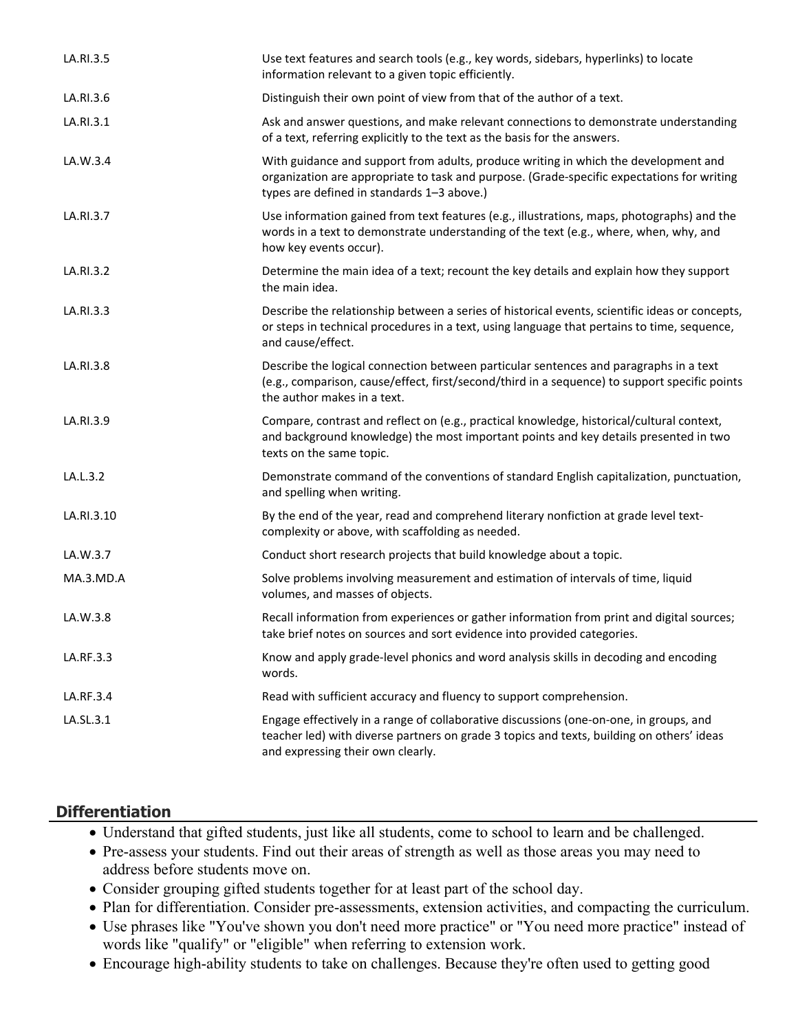| | |
|---|---|
| LA.RI.3.5 | Use text features and search tools (e.g., key words, sidebars, hyperlinks) to locate information relevant to a given topic efficiently. |
| LA.RI.3.6 | Distinguish their own point of view from that of the author of a text. |
| LA.RI.3.1 | Ask and answer questions, and make relevant connections to demonstrate understanding of a text, referring explicitly to the text as the basis for the answers. |
| LA.W.3.4 | With guidance and support from adults, produce writing in which the development and organization are appropriate to task and purpose. (Grade-specific expectations for writing types are defined in standards 1–3 above.) |
| LA.RI.3.7 | Use information gained from text features (e.g., illustrations, maps, photographs) and the words in a text to demonstrate understanding of the text (e.g., where, when, why, and how key events occur). |
| LA.RI.3.2 | Determine the main idea of a text; recount the key details and explain how they support the main idea. |
| LA.RI.3.3 | Describe the relationship between a series of historical events, scientific ideas or concepts, or steps in technical procedures in a text, using language that pertains to time, sequence, and cause/effect. |
| LA.RI.3.8 | Describe the logical connection between particular sentences and paragraphs in a text (e.g., comparison, cause/effect, first/second/third in a sequence) to support specific points the author makes in a text. |
| LA.RI.3.9 | Compare, contrast and reflect on (e.g., practical knowledge, historical/cultural context, and background knowledge) the most important points and key details presented in two texts on the same topic. |
| LA.L.3.2 | Demonstrate command of the conventions of standard English capitalization, punctuation, and spelling when writing. |
| LA.RI.3.10 | By the end of the year, read and comprehend literary nonfiction at grade level text-complexity or above, with scaffolding as needed. |
| LA.W.3.7 | Conduct short research projects that build knowledge about a topic. |
| MA.3.MD.A | Solve problems involving measurement and estimation of intervals of time, liquid volumes, and masses of objects. |
| LA.W.3.8 | Recall information from experiences or gather information from print and digital sources; take brief notes on sources and sort evidence into provided categories. |
| LA.RF.3.3 | Know and apply grade-level phonics and word analysis skills in decoding and encoding words. |
| LA.RF.3.4 | Read with sufficient accuracy and fluency to support comprehension. |
| LA.SL.3.1 | Engage effectively in a range of collaborative discussions (one-on-one, in groups, and teacher led) with diverse partners on grade 3 topics and texts, building on others' ideas and expressing their own clearly. |

## Differentiation

- Understand that gifted students, just like all students, come to school to learn and be challenged.
- Pre-assess your students. Find out their areas of strength as well as those areas you may need to address before students move on.
- Consider grouping gifted students together for at least part of the school day.
- Plan for differentiation. Consider pre-assessments, extension activities, and compacting the curriculum.
- Use phrases like "You've shown you don't need more practice" or "You need more practice" instead of words like "qualify" or "eligible" when referring to extension work.
- Encourage high-ability students to take on challenges. Because they're often used to getting good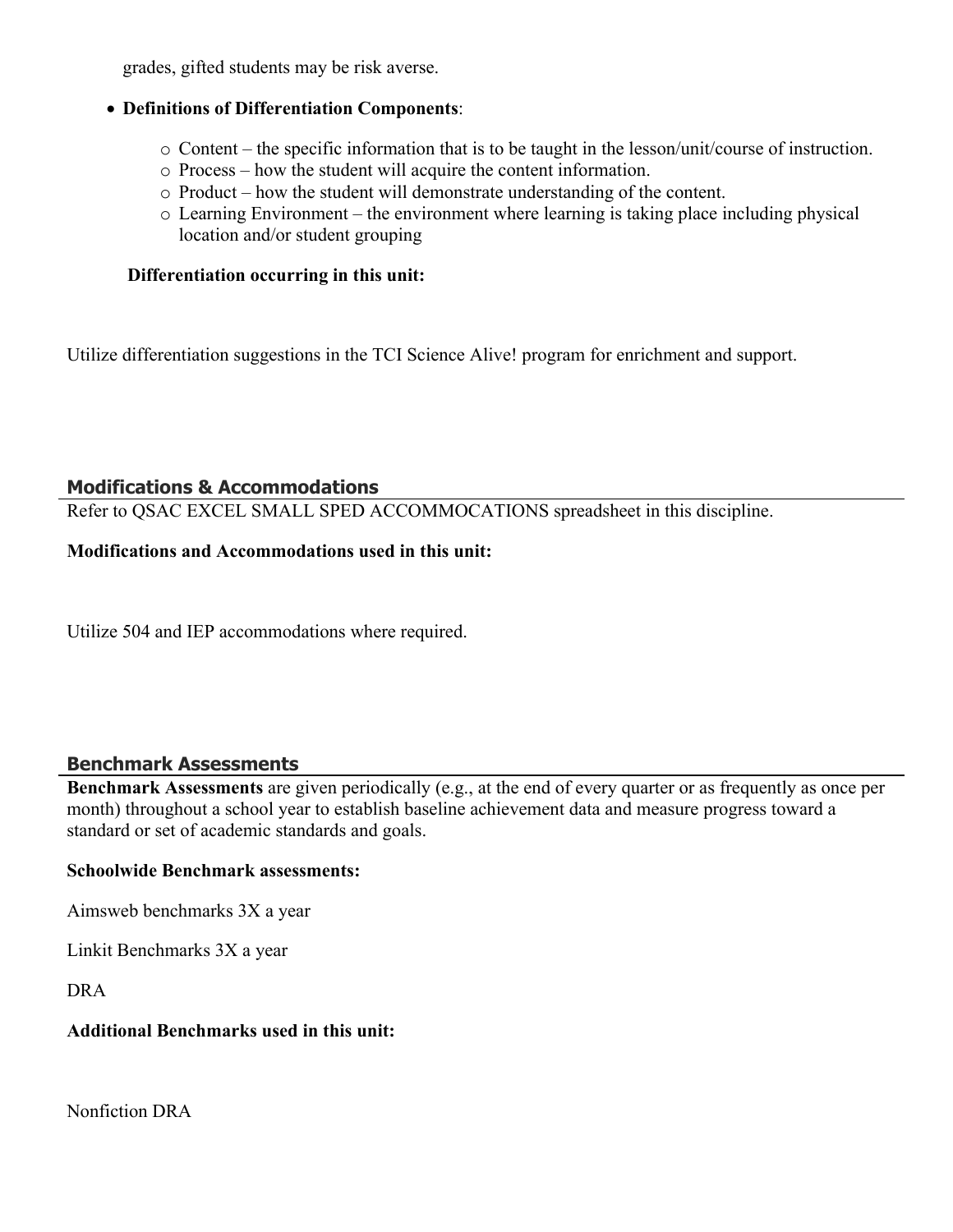grades, gifted students may be risk averse.

- **Definitions of Differentiation Components**:
    - Content – the specific information that is to be taught in the lesson/unit/course of instruction.
    - Process – how the student will acquire the content information.
    - Product – how the student will demonstrate understanding of the content.
    - Learning Environment – the environment where learning is taking place including physical location and/or student grouping

**Differentiation occurring in this unit:**

Utilize differentiation suggestions in the TCI Science Alive! program for enrichment and support.

## Modifications & Accommodations

Refer to QSAC EXCEL SMALL SPED ACCOMMOCATIONS spreadsheet in this discipline.

**Modifications and Accommodations used in this unit:**

Utilize 504 and IEP accommodations where required.

## Benchmark Assessments

**Benchmark Assessments** are given periodically (e.g., at the end of every quarter or as frequently as once per month) throughout a school year to establish baseline achievement data and measure progress toward a standard or set of academic standards and goals.

**Schoolwide Benchmark assessments:**

Aimsweb benchmarks 3X a year

Linkit Benchmarks 3X a year

DRA

**Additional Benchmarks used in this unit:**

Nonfiction DRA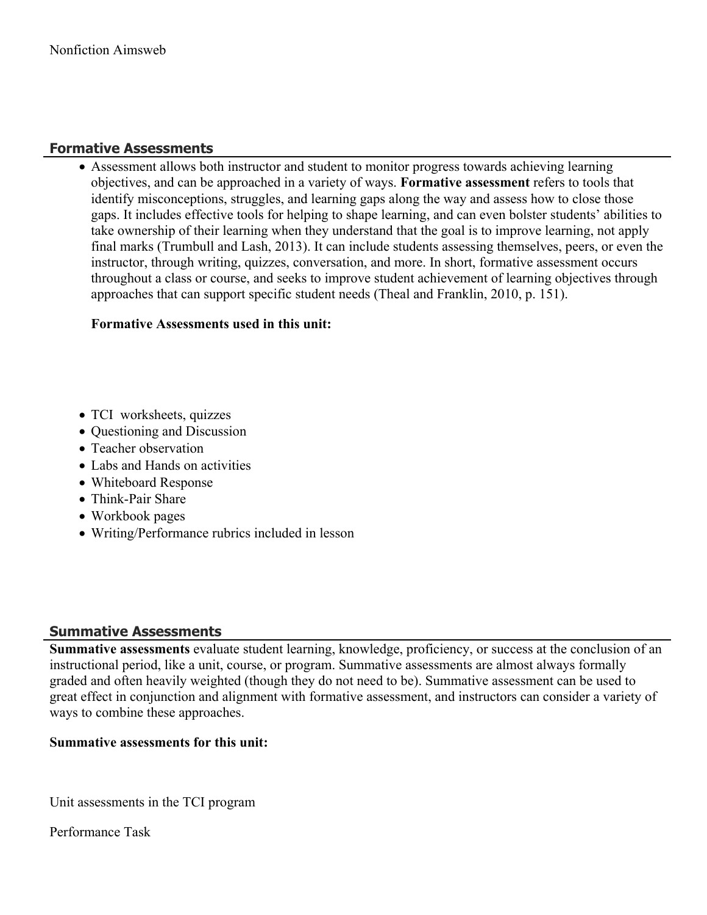Nonfiction Aimsweb

## Formative Assessments

- Assessment allows both instructor and student to monitor progress towards achieving learning objectives, and can be approached in a variety of ways. **Formative assessment** refers to tools that identify misconceptions, struggles, and learning gaps along the way and assess how to close those gaps. It includes effective tools for helping to shape learning, and can even bolster students' abilities to take ownership of their learning when they understand that the goal is to improve learning, not apply final marks (Trumbull and Lash, 2013). It can include students assessing themselves, peers, or even the instructor, through writing, quizzes, conversation, and more. In short, formative assessment occurs throughout a class or course, and seeks to improve student achievement of learning objectives through approaches that can support specific student needs (Theal and Franklin, 2010, p. 151).

  **Formative Assessments used in this unit:**

- TCI worksheets, quizzes
- Questioning and Discussion
- Teacher observation
- Labs and Hands on activities
- Whiteboard Response
- Think-Pair Share
- Workbook pages
- Writing/Performance rubrics included in lesson

## Summative Assessments

**Summative assessments** evaluate student learning, knowledge, proficiency, or success at the conclusion of an instructional period, like a unit, course, or program. Summative assessments are almost always formally graded and often heavily weighted (though they do not need to be). Summative assessment can be used to great effect in conjunction and alignment with formative assessment, and instructors can consider a variety of ways to combine these approaches.

**Summative assessments for this unit:**

Unit assessments in the TCI program

Performance Task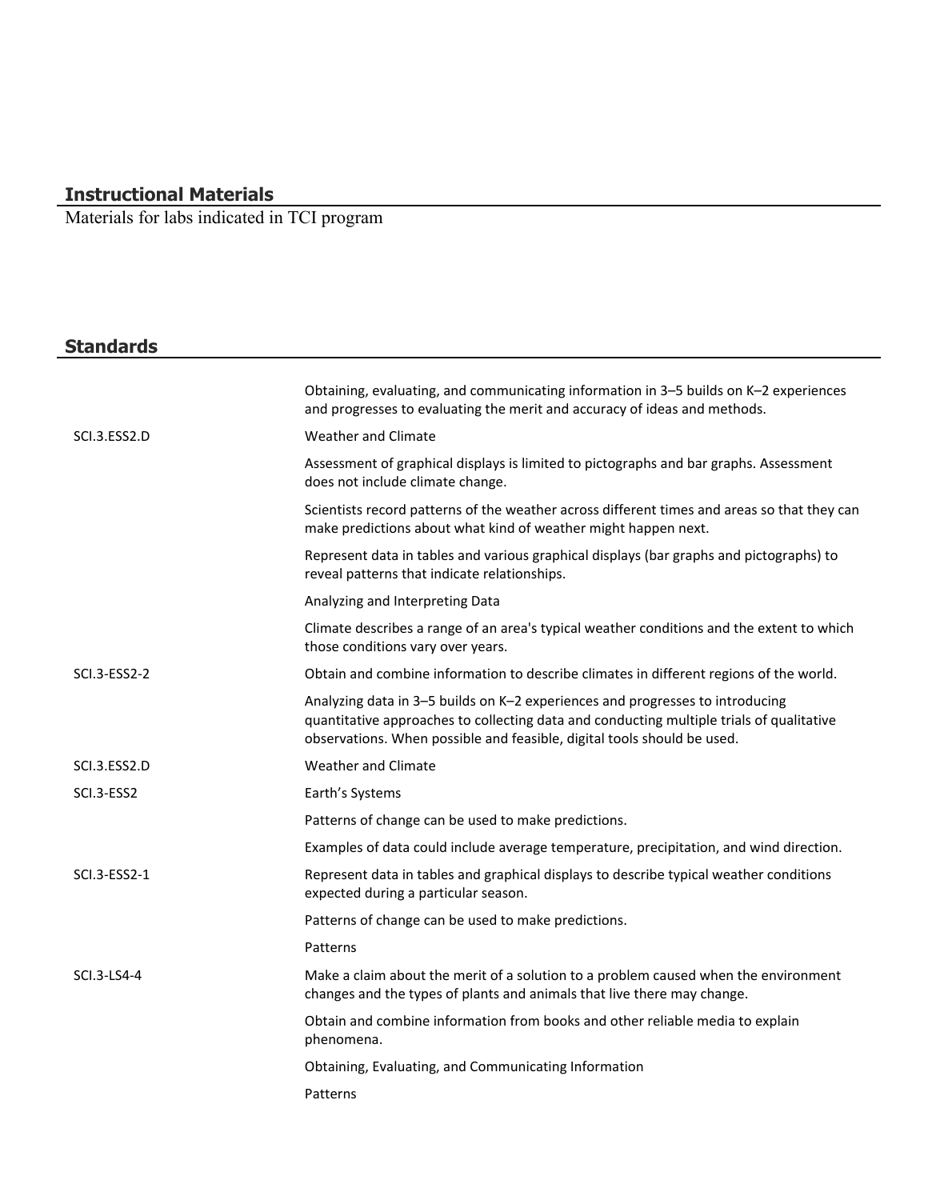## Instructional Materials

Materials for labs indicated in TCI program

## Standards

| | |
|---|---|
| | Obtaining, evaluating, and communicating information in 3–5 builds on K–2 experiences and progresses to evaluating the merit and accuracy of ideas and methods. |
| SCI.3.ESS2.D | Weather and Climate |
| | Assessment of graphical displays is limited to pictographs and bar graphs. Assessment does not include climate change. |
| | Scientists record patterns of the weather across different times and areas so that they can make predictions about what kind of weather might happen next. |
| | Represent data in tables and various graphical displays (bar graphs and pictographs) to reveal patterns that indicate relationships. |
| | Analyzing and Interpreting Data |
| | Climate describes a range of an area's typical weather conditions and the extent to which those conditions vary over years. |
| SCI.3-ESS2-2 | Obtain and combine information to describe climates in different regions of the world. |
| | Analyzing data in 3–5 builds on K–2 experiences and progresses to introducing quantitative approaches to collecting data and conducting multiple trials of qualitative observations. When possible and feasible, digital tools should be used. |
| SCI.3.ESS2.D | Weather and Climate |
| SCI.3-ESS2 | Earth's Systems |
| | Patterns of change can be used to make predictions. |
| | Examples of data could include average temperature, precipitation, and wind direction. |
| SCI.3-ESS2-1 | Represent data in tables and graphical displays to describe typical weather conditions expected during a particular season. |
| | Patterns of change can be used to make predictions. |
| | Patterns |
| SCI.3-LS4-4 | Make a claim about the merit of a solution to a problem caused when the environment changes and the types of plants and animals that live there may change. |
| | Obtain and combine information from books and other reliable media to explain phenomena. |
| | Obtaining, Evaluating, and Communicating Information |
| | Patterns |